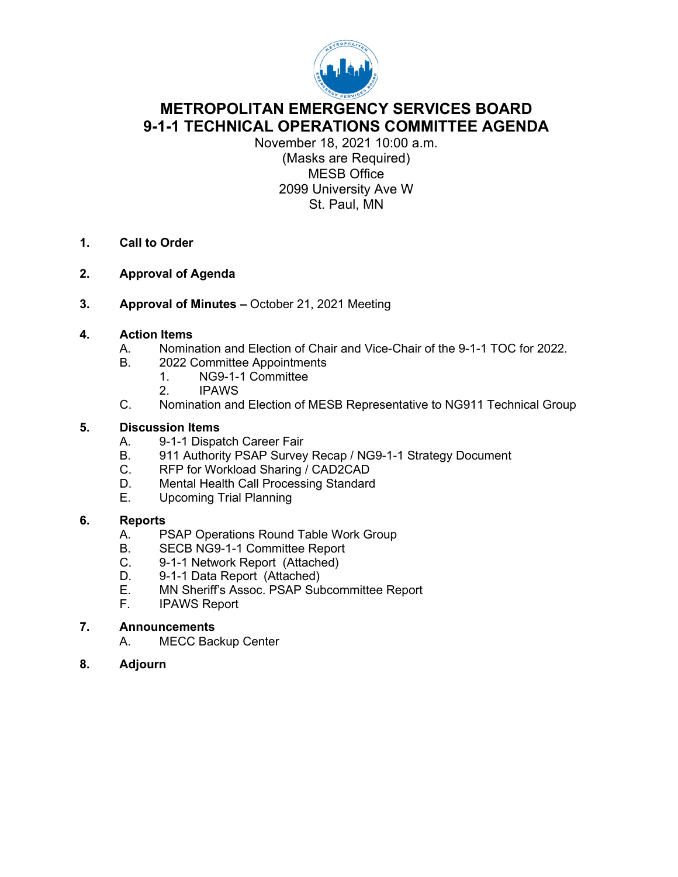# METROPOLITAN EMERGENCY SERVICES BOARD
# 9-1-1 TECHNICAL OPERATIONS COMMITTEE AGENDA

November 18, 2021 10:00 a.m.
(Masks are Required)
MESB Office
2099 University Ave W
St. Paul, MN

1. **Call to Order**

2. **Approval of Agenda**

3. **Approval of Minutes –** October 21, 2021 Meeting

4. **Action Items**
   - A. Nomination and Election of Chair and Vice-Chair of the 9-1-1 TOC for 2022.
   - B. 2022 Committee Appointments
     1. NG9-1-1 Committee
     2. IPAWS
   - C. Nomination and Election of MESB Representative to NG911 Technical Group

5. **Discussion Items**
   - A. 9-1-1 Dispatch Career Fair
   - B. 911 Authority PSAP Survey Recap / NG9-1-1 Strategy Document
   - C. RFP for Workload Sharing / CAD2CAD
   - D. Mental Health Call Processing Standard
   - E. Upcoming Trial Planning

6. **Reports**
   - A. PSAP Operations Round Table Work Group
   - B. SECB NG9-1-1 Committee Report
   - C. 9-1-1 Network Report (Attached)
   - D. 9-1-1 Data Report (Attached)
   - E. MN Sheriff's Assoc. PSAP Subcommittee Report
   - F. IPAWS Report

7. **Announcements**
   - A. MECC Backup Center

8. **Adjourn**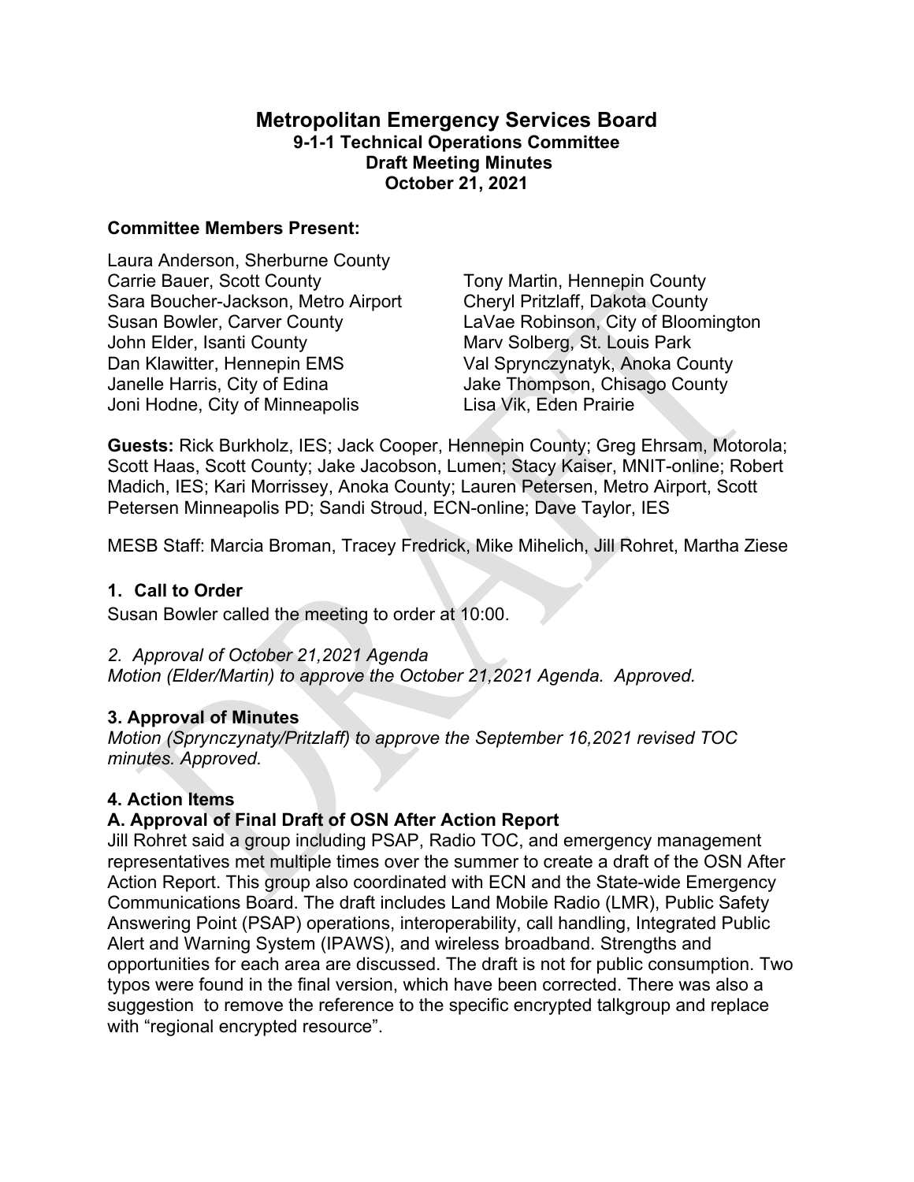# Metropolitan Emergency Services Board
## 9-1-1 Technical Operations Committee
## Draft Meeting Minutes
## October 21, 2021

**Committee Members Present:**

Laura Anderson, Sherburne County
Carrie Bauer, Scott County
Sara Boucher-Jackson, Metro Airport
Susan Bowler, Carver County
John Elder, Isanti County
Dan Klawitter, Hennepin EMS
Janelle Harris, City of Edina
Joni Hodne, City of Minneapolis
Tony Martin, Hennepin County
Cheryl Pritzlaff, Dakota County
LaVae Robinson, City of Bloomington
Marv Solberg, St. Louis Park
Val Sprynczynatyk, Anoka County
Jake Thompson, Chisago County
Lisa Vik, Eden Prairie

**Guests:** Rick Burkholz, IES; Jack Cooper, Hennepin County; Greg Ehrsam, Motorola; Scott Haas, Scott County; Jake Jacobson, Lumen; Stacy Kaiser, MNIT-online; Robert Madich, IES; Kari Morrissey, Anoka County; Lauren Petersen, Metro Airport, Scott Petersen Minneapolis PD; Sandi Stroud, ECN-online; Dave Taylor, IES

MESB Staff: Marcia Broman, Tracey Fredrick, Mike Mihelich, Jill Rohret, Martha Ziese

### 1. Call to Order

Susan Bowler called the meeting to order at 10:00.

*2. Approval of October 21,2021 Agenda*
*Motion (Elder/Martin) to approve the October 21,2021 Agenda. Approved.*

### 3. Approval of Minutes

*Motion (Sprynczynaty/Pritzlaff) to approve the September 16,2021 revised TOC minutes. Approved.*

### 4. Action Items

#### A. Approval of Final Draft of OSN After Action Report

Jill Rohret said a group including PSAP, Radio TOC, and emergency management representatives met multiple times over the summer to create a draft of the OSN After Action Report. This group also coordinated with ECN and the State-wide Emergency Communications Board. The draft includes Land Mobile Radio (LMR), Public Safety Answering Point (PSAP) operations, interoperability, call handling, Integrated Public Alert and Warning System (IPAWS), and wireless broadband. Strengths and opportunities for each area are discussed. The draft is not for public consumption. Two typos were found in the final version, which have been corrected. There was also a suggestion to remove the reference to the specific encrypted talkgroup and replace with "regional encrypted resource".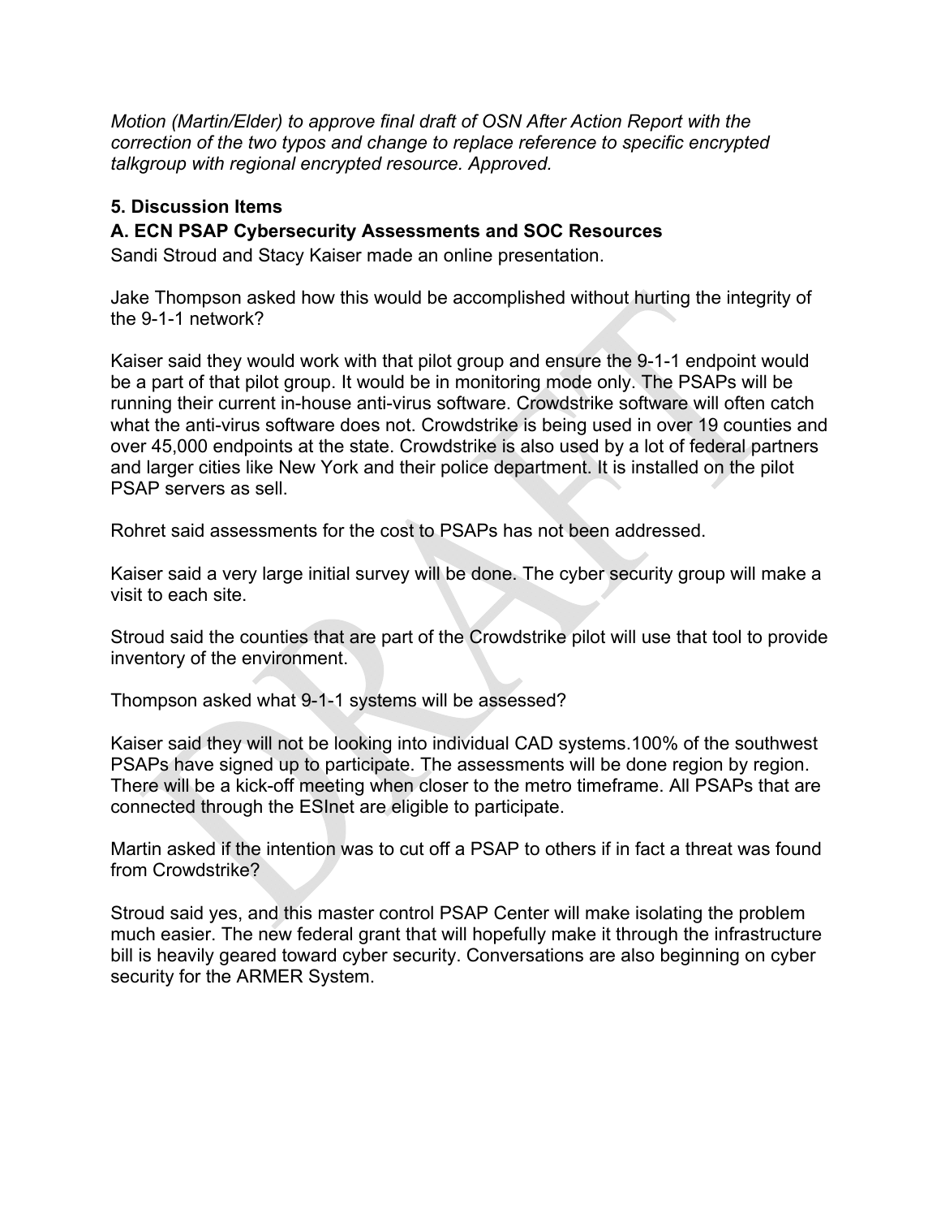*Motion (Martin/Elder) to approve final draft of OSN After Action Report with the correction of the two typos and change to replace reference to specific encrypted talkgroup with regional encrypted resource. Approved.*

### 5. Discussion Items

### A. ECN PSAP Cybersecurity Assessments and SOC Resources

Sandi Stroud and Stacy Kaiser made an online presentation.

Jake Thompson asked how this would be accomplished without hurting the integrity of the 9-1-1 network?

Kaiser said they would work with that pilot group and ensure the 9-1-1 endpoint would be a part of that pilot group. It would be in monitoring mode only. The PSAPs will be running their current in-house anti-virus software. Crowdstrike software will often catch what the anti-virus software does not. Crowdstrike is being used in over 19 counties and over 45,000 endpoints at the state. Crowdstrike is also used by a lot of federal partners and larger cities like New York and their police department. It is installed on the pilot PSAP servers as sell.

Rohret said assessments for the cost to PSAPs has not been addressed.

Kaiser said a very large initial survey will be done. The cyber security group will make a visit to each site.

Stroud said the counties that are part of the Crowdstrike pilot will use that tool to provide inventory of the environment.

Thompson asked what 9-1-1 systems will be assessed?

Kaiser said they will not be looking into individual CAD systems.100% of the southwest PSAPs have signed up to participate. The assessments will be done region by region. There will be a kick-off meeting when closer to the metro timeframe. All PSAPs that are connected through the ESInet are eligible to participate.

Martin asked if the intention was to cut off a PSAP to others if in fact a threat was found from Crowdstrike?

Stroud said yes, and this master control PSAP Center will make isolating the problem much easier. The new federal grant that will hopefully make it through the infrastructure bill is heavily geared toward cyber security. Conversations are also beginning on cyber security for the ARMER System.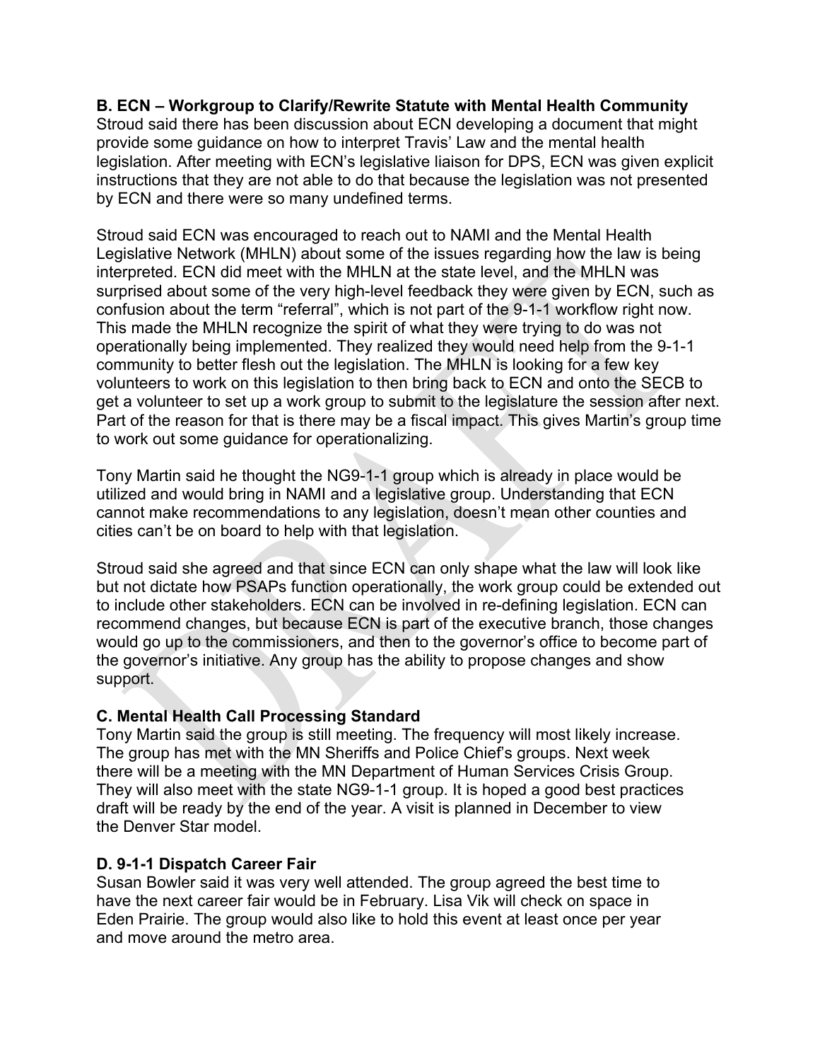**B. ECN – Workgroup to Clarify/Rewrite Statute with Mental Health Community**
Stroud said there has been discussion about ECN developing a document that might provide some guidance on how to interpret Travis' Law and the mental health legislation. After meeting with ECN's legislative liaison for DPS, ECN was given explicit instructions that they are not able to do that because the legislation was not presented by ECN and there were so many undefined terms.

Stroud said ECN was encouraged to reach out to NAMI and the Mental Health Legislative Network (MHLN) about some of the issues regarding how the law is being interpreted. ECN did meet with the MHLN at the state level, and the MHLN was surprised about some of the very high-level feedback they were given by ECN, such as confusion about the term "referral", which is not part of the 9-1-1 workflow right now. This made the MHLN recognize the spirit of what they were trying to do was not operationally being implemented. They realized they would need help from the 9-1-1 community to better flesh out the legislation. The MHLN is looking for a few key volunteers to work on this legislation to then bring back to ECN and onto the SECB to get a volunteer to set up a work group to submit to the legislature the session after next. Part of the reason for that is there may be a fiscal impact. This gives Martin's group time to work out some guidance for operationalizing.

Tony Martin said he thought the NG9-1-1 group which is already in place would be utilized and would bring in NAMI and a legislative group. Understanding that ECN cannot make recommendations to any legislation, doesn't mean other counties and cities can't be on board to help with that legislation.

Stroud said she agreed and that since ECN can only shape what the law will look like but not dictate how PSAPs function operationally, the work group could be extended out to include other stakeholders. ECN can be involved in re-defining legislation. ECN can recommend changes, but because ECN is part of the executive branch, those changes would go up to the commissioners, and then to the governor's office to become part of the governor's initiative. Any group has the ability to propose changes and show support.

**C. Mental Health Call Processing Standard**
Tony Martin said the group is still meeting. The frequency will most likely increase. The group has met with the MN Sheriffs and Police Chief's groups. Next week there will be a meeting with the MN Department of Human Services Crisis Group. They will also meet with the state NG9-1-1 group. It is hoped a good best practices draft will be ready by the end of the year. A visit is planned in December to view the Denver Star model.

**D. 9-1-1 Dispatch Career Fair**
Susan Bowler said it was very well attended. The group agreed the best time to have the next career fair would be in February. Lisa Vik will check on space in Eden Prairie. The group would also like to hold this event at least once per year and move around the metro area.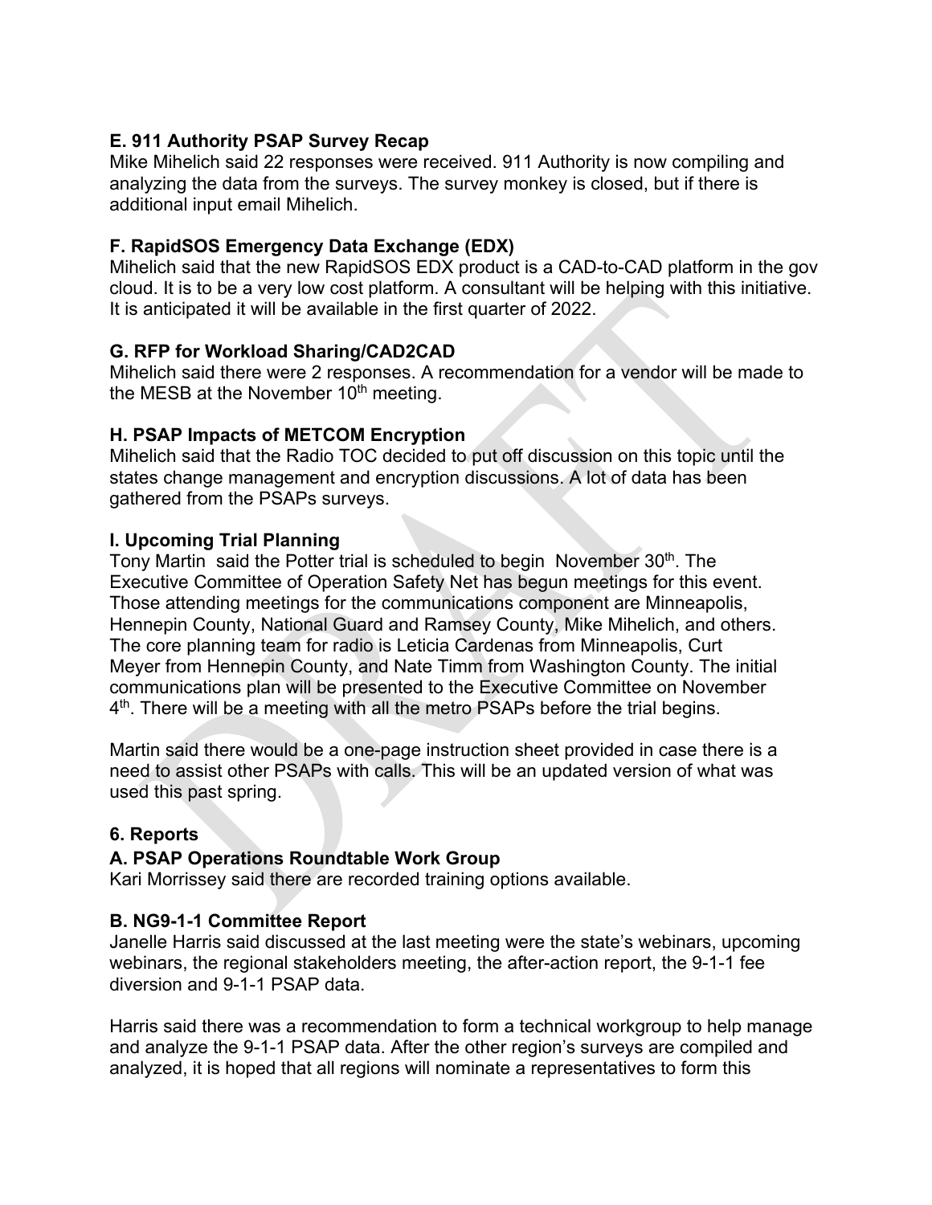**E. 911 Authority PSAP Survey Recap**

Mike Mihelich said 22 responses were received. 911 Authority is now compiling and analyzing the data from the surveys. The survey monkey is closed, but if there is additional input email Mihelich.

**F. RapidSOS Emergency Data Exchange (EDX)**

Mihelich said that the new RapidSOS EDX product is a CAD-to-CAD platform in the gov cloud. It is to be a very low cost platform. A consultant will be helping with this initiative. It is anticipated it will be available in the first quarter of 2022.

**G. RFP for Workload Sharing/CAD2CAD**

Mihelich said there were 2 responses. A recommendation for a vendor will be made to the MESB at the November 10th meeting.

**H. PSAP Impacts of METCOM Encryption**

Mihelich said that the Radio TOC decided to put off discussion on this topic until the states change management and encryption discussions. A lot of data has been gathered from the PSAPs surveys.

**I. Upcoming Trial Planning**

Tony Martin said the Potter trial is scheduled to begin November 30th. The Executive Committee of Operation Safety Net has begun meetings for this event. Those attending meetings for the communications component are Minneapolis, Hennepin County, National Guard and Ramsey County, Mike Mihelich, and others. The core planning team for radio is Leticia Cardenas from Minneapolis, Curt Meyer from Hennepin County, and Nate Timm from Washington County. The initial communications plan will be presented to the Executive Committee on November 4th. There will be a meeting with all the metro PSAPs before the trial begins.

Martin said there would be a one-page instruction sheet provided in case there is a need to assist other PSAPs with calls. This will be an updated version of what was used this past spring.

**6. Reports**

**A. PSAP Operations Roundtable Work Group**

Kari Morrissey said there are recorded training options available.

**B. NG9-1-1 Committee Report**

Janelle Harris said discussed at the last meeting were the state's webinars, upcoming webinars, the regional stakeholders meeting, the after-action report, the 9-1-1 fee diversion and 9-1-1 PSAP data.

Harris said there was a recommendation to form a technical workgroup to help manage and analyze the 9-1-1 PSAP data. After the other region's surveys are compiled and analyzed, it is hoped that all regions will nominate a representatives to form this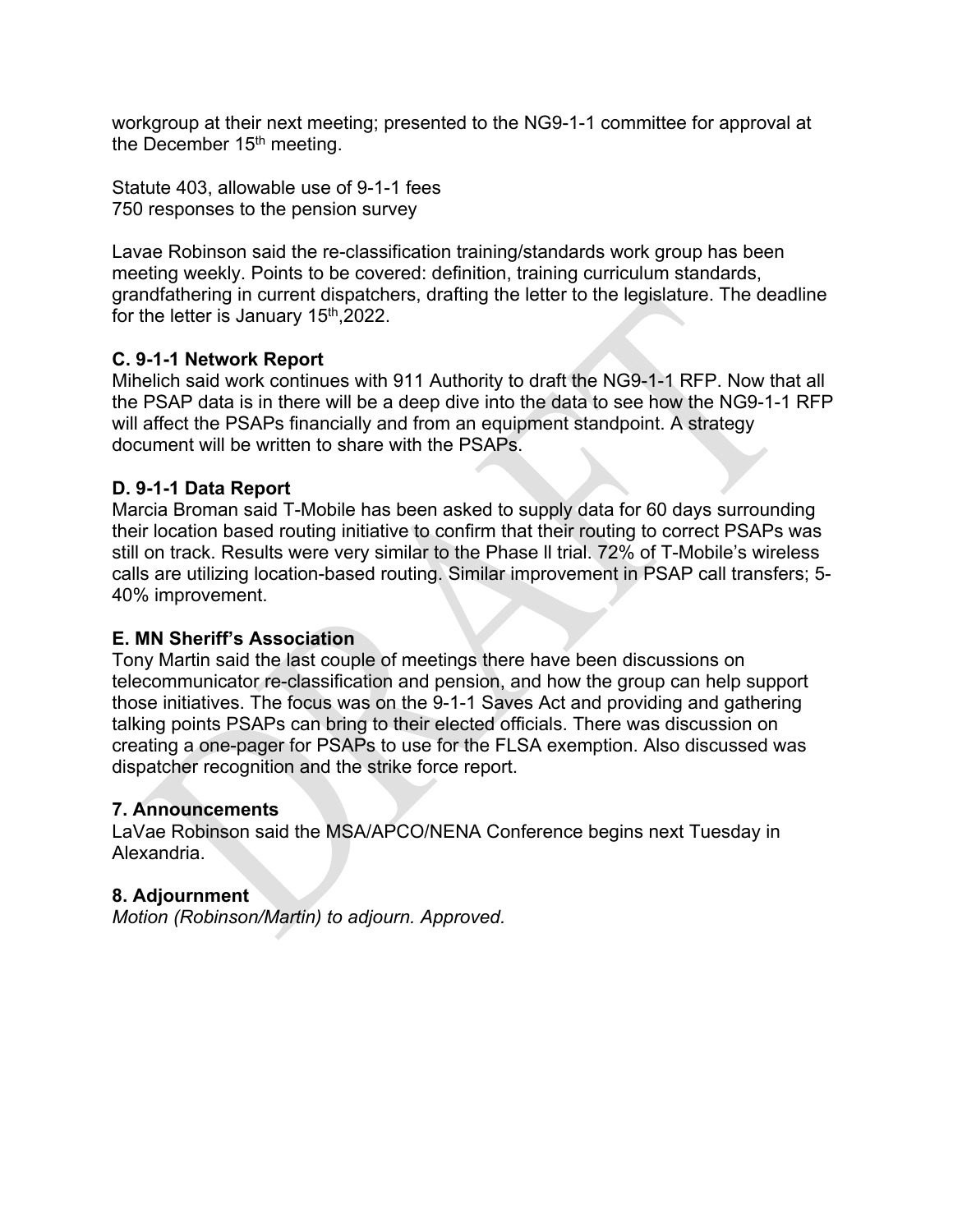workgroup at their next meeting; presented to the NG9-1-1 committee for approval at the December 15th meeting.

Statute 403, allowable use of 9-1-1 fees
750 responses to the pension survey

Lavae Robinson said the re-classification training/standards work group has been meeting weekly. Points to be covered: definition, training curriculum standards, grandfathering in current dispatchers, drafting the letter to the legislature. The deadline for the letter is January 15th,2022.

### C. 9-1-1 Network Report

Mihelich said work continues with 911 Authority to draft the NG9-1-1 RFP. Now that all the PSAP data is in there will be a deep dive into the data to see how the NG9-1-1 RFP will affect the PSAPs financially and from an equipment standpoint. A strategy document will be written to share with the PSAPs.

### D. 9-1-1 Data Report

Marcia Broman said T-Mobile has been asked to supply data for 60 days surrounding their location based routing initiative to confirm that their routing to correct PSAPs was still on track. Results were very similar to the Phase ll trial. 72% of T-Mobile's wireless calls are utilizing location-based routing. Similar improvement in PSAP call transfers; 5-40% improvement.

### E. MN Sheriff's Association

Tony Martin said the last couple of meetings there have been discussions on telecommunicator re-classification and pension, and how the group can help support those initiatives. The focus was on the 9-1-1 Saves Act and providing and gathering talking points PSAPs can bring to their elected officials. There was discussion on creating a one-pager for PSAPs to use for the FLSA exemption. Also discussed was dispatcher recognition and the strike force report.

## 7. Announcements

LaVae Robinson said the MSA/APCO/NENA Conference begins next Tuesday in Alexandria.

## 8. Adjournment

*Motion (Robinson/Martin) to adjourn. Approved.*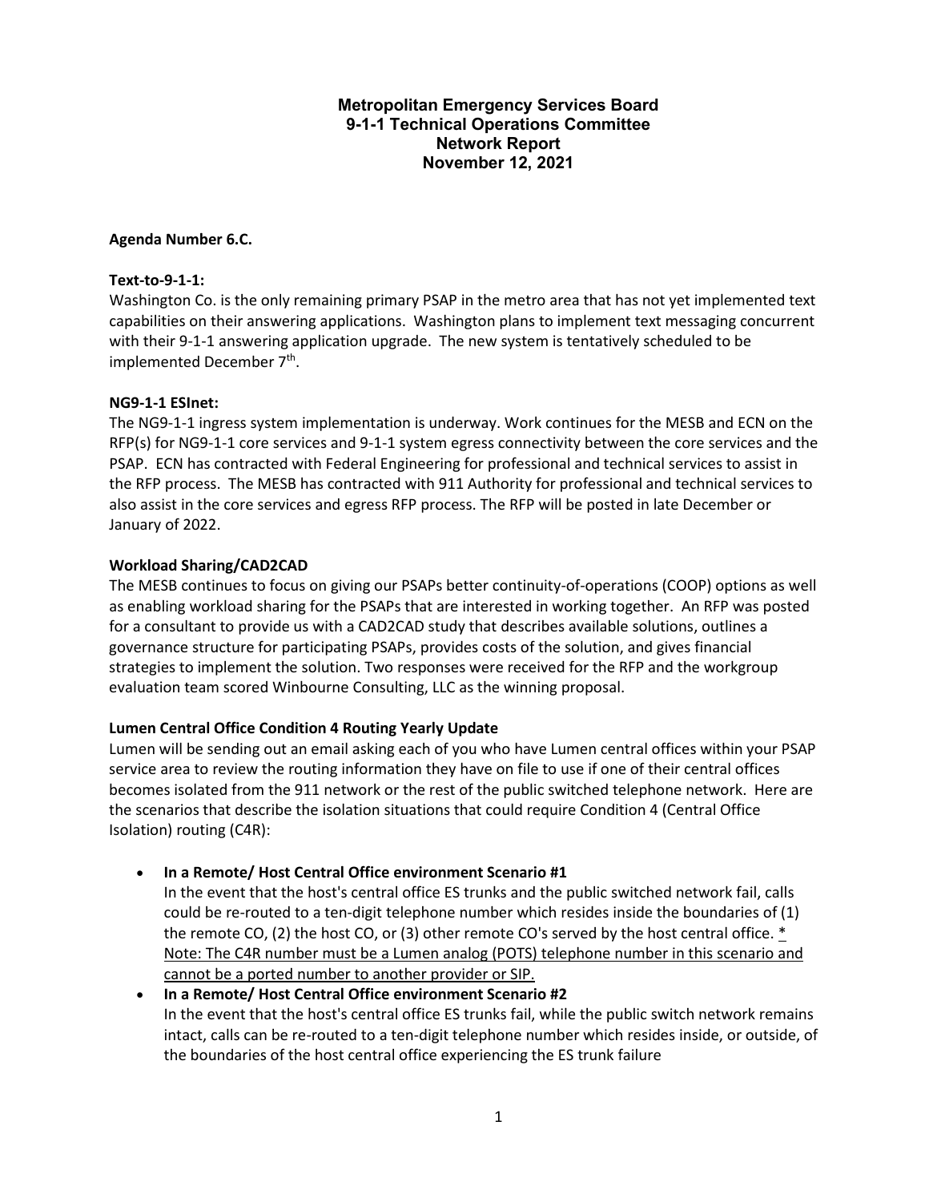**Metropolitan Emergency Services Board**
**9-1-1 Technical Operations Committee**
**Network Report**
**November 12, 2021**

**Agenda Number 6.C.**

**Text-to-9-1-1:**
Washington Co. is the only remaining primary PSAP in the metro area that has not yet implemented text capabilities on their answering applications. Washington plans to implement text messaging concurrent with their 9-1-1 answering application upgrade. The new system is tentatively scheduled to be implemented December 7th.

**NG9-1-1 ESInet:**
The NG9-1-1 ingress system implementation is underway. Work continues for the MESB and ECN on the RFP(s) for NG9-1-1 core services and 9-1-1 system egress connectivity between the core services and the PSAP. ECN has contracted with Federal Engineering for professional and technical services to assist in the RFP process. The MESB has contracted with 911 Authority for professional and technical services to also assist in the core services and egress RFP process. The RFP will be posted in late December or January of 2022.

**Workload Sharing/CAD2CAD**
The MESB continues to focus on giving our PSAPs better continuity-of-operations (COOP) options as well as enabling workload sharing for the PSAPs that are interested in working together. An RFP was posted for a consultant to provide us with a CAD2CAD study that describes available solutions, outlines a governance structure for participating PSAPs, provides costs of the solution, and gives financial strategies to implement the solution. Two responses were received for the RFP and the workgroup evaluation team scored Winbourne Consulting, LLC as the winning proposal.

**Lumen Central Office Condition 4 Routing Yearly Update**
Lumen will be sending out an email asking each of you who have Lumen central offices within your PSAP service area to review the routing information they have on file to use if one of their central offices becomes isolated from the 911 network or the rest of the public switched telephone network. Here are the scenarios that describe the isolation situations that could require Condition 4 (Central Office Isolation) routing (C4R):

- **In a Remote/ Host Central Office environment Scenario #1**
  In the event that the host's central office ES trunks and the public switched network fail, calls could be re-routed to a ten-digit telephone number which resides inside the boundaries of (1) the remote CO, (2) the host CO, or (3) other remote CO's served by the host central office. <u>* Note: The C4R number must be a Lumen analog (POTS) telephone number in this scenario and cannot be a ported number to another provider or SIP.</u>
- **In a Remote/ Host Central Office environment Scenario #2**
  In the event that the host's central office ES trunks fail, while the public switch network remains intact, calls can be re-routed to a ten-digit telephone number which resides inside, or outside, of the boundaries of the host central office experiencing the ES trunk failure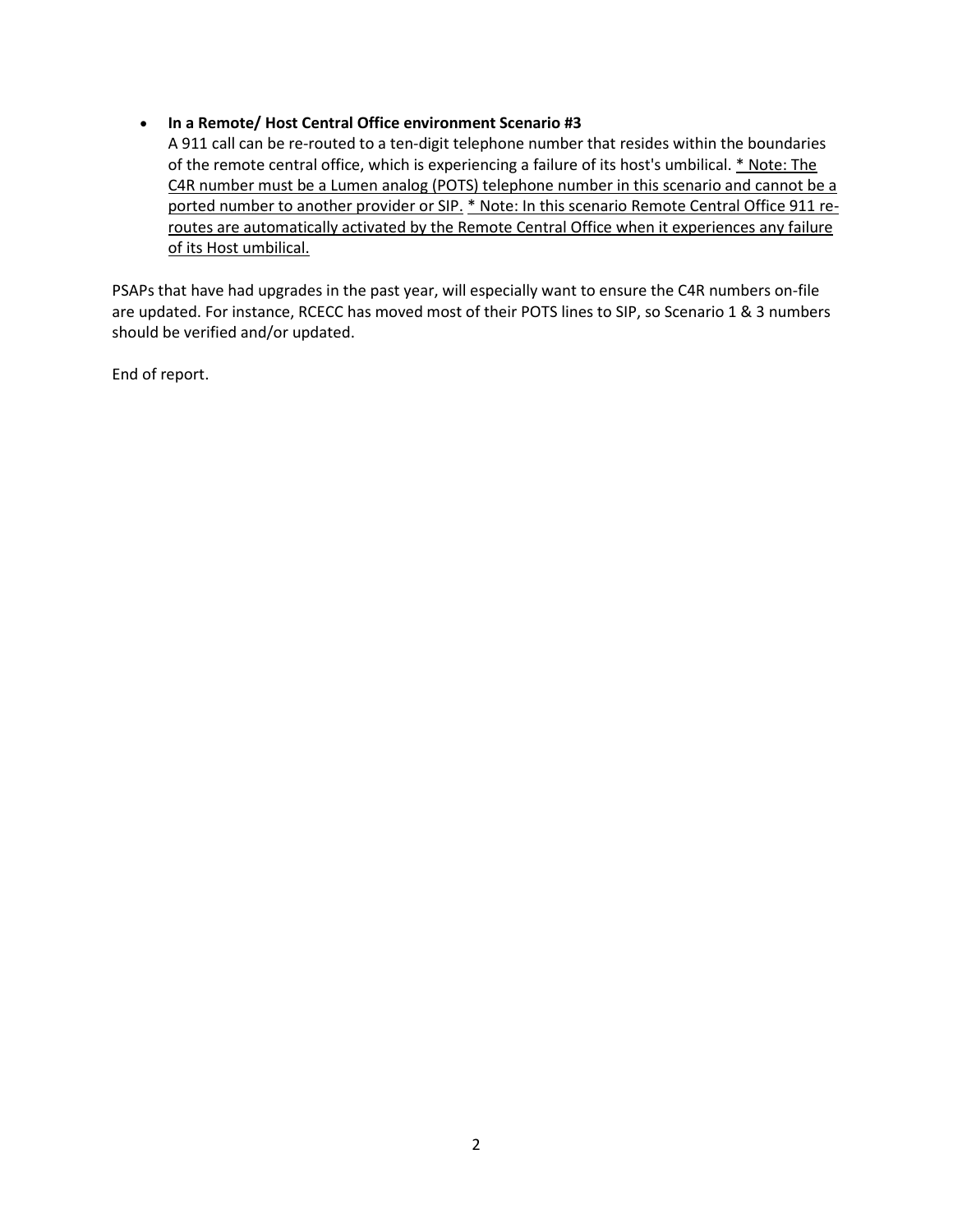- **In a Remote/ Host Central Office environment Scenario #3**
  A 911 call can be re-routed to a ten-digit telephone number that resides within the boundaries of the remote central office, which is experiencing a failure of its host's umbilical. <u>* Note: The C4R number must be a Lumen analog (POTS) telephone number in this scenario and cannot be a ported number to another provider or SIP.</u> <u>* Note: In this scenario Remote Central Office 911 re-routes are automatically activated by the Remote Central Office when it experiences any failure of its Host umbilical.</u>

PSAPs that have had upgrades in the past year, will especially want to ensure the C4R numbers on-file are updated. For instance, RCECC has moved most of their POTS lines to SIP, so Scenario 1 & 3 numbers should be verified and/or updated.

End of report.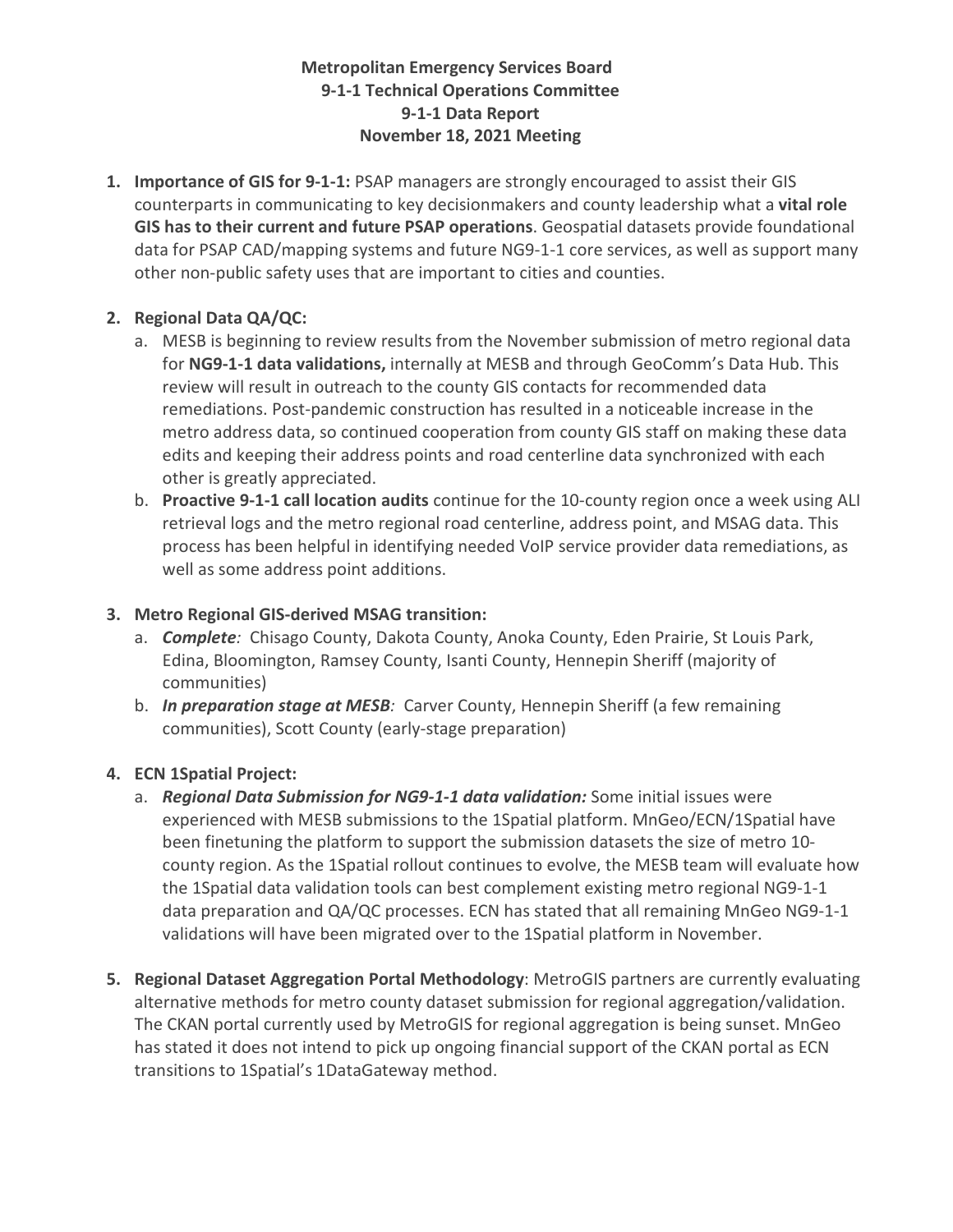**Metropolitan Emergency Services Board**
**9-1-1 Technical Operations Committee**
**9-1-1 Data Report**
**November 18, 2021 Meeting**

1. **Importance of GIS for 9-1-1:** PSAP managers are strongly encouraged to assist their GIS counterparts in communicating to key decisionmakers and county leadership what a **vital role GIS has to their current and future PSAP operations**. Geospatial datasets provide foundational data for PSAP CAD/mapping systems and future NG9-1-1 core services, as well as support many other non-public safety uses that are important to cities and counties.

2. **Regional Data QA/QC:**
   a. MESB is beginning to review results from the November submission of metro regional data for **NG9-1-1 data validations,** internally at MESB and through GeoComm's Data Hub. This review will result in outreach to the county GIS contacts for recommended data remediations. Post-pandemic construction has resulted in a noticeable increase in the metro address data, so continued cooperation from county GIS staff on making these data edits and keeping their address points and road centerline data synchronized with each other is greatly appreciated.
   b. **Proactive 9-1-1 call location audits** continue for the 10-county region once a week using ALI retrieval logs and the metro regional road centerline, address point, and MSAG data. This process has been helpful in identifying needed VoIP service provider data remediations, as well as some address point additions.

3. **Metro Regional GIS-derived MSAG transition:**
   a. ***Complete**:* Chisago County, Dakota County, Anoka County, Eden Prairie, St Louis Park, Edina, Bloomington, Ramsey County, Isanti County, Hennepin Sheriff (majority of communities)
   b. ***In preparation stage at MESB**:* Carver County, Hennepin Sheriff (a few remaining communities), Scott County (early-stage preparation)

4. **ECN 1Spatial Project:**
   a. ***Regional Data Submission for NG9-1-1 data validation:*** Some initial issues were experienced with MESB submissions to the 1Spatial platform. MnGeo/ECN/1Spatial have been finetuning the platform to support the submission datasets the size of metro 10-county region. As the 1Spatial rollout continues to evolve, the MESB team will evaluate how the 1Spatial data validation tools can best complement existing metro regional NG9-1-1 data preparation and QA/QC processes. ECN has stated that all remaining MnGeo NG9-1-1 validations will have been migrated over to the 1Spatial platform in November.

5. **Regional Dataset Aggregation Portal Methodology**: MetroGIS partners are currently evaluating alternative methods for metro county dataset submission for regional aggregation/validation. The CKAN portal currently used by MetroGIS for regional aggregation is being sunset. MnGeo has stated it does not intend to pick up ongoing financial support of the CKAN portal as ECN transitions to 1Spatial's 1DataGateway method.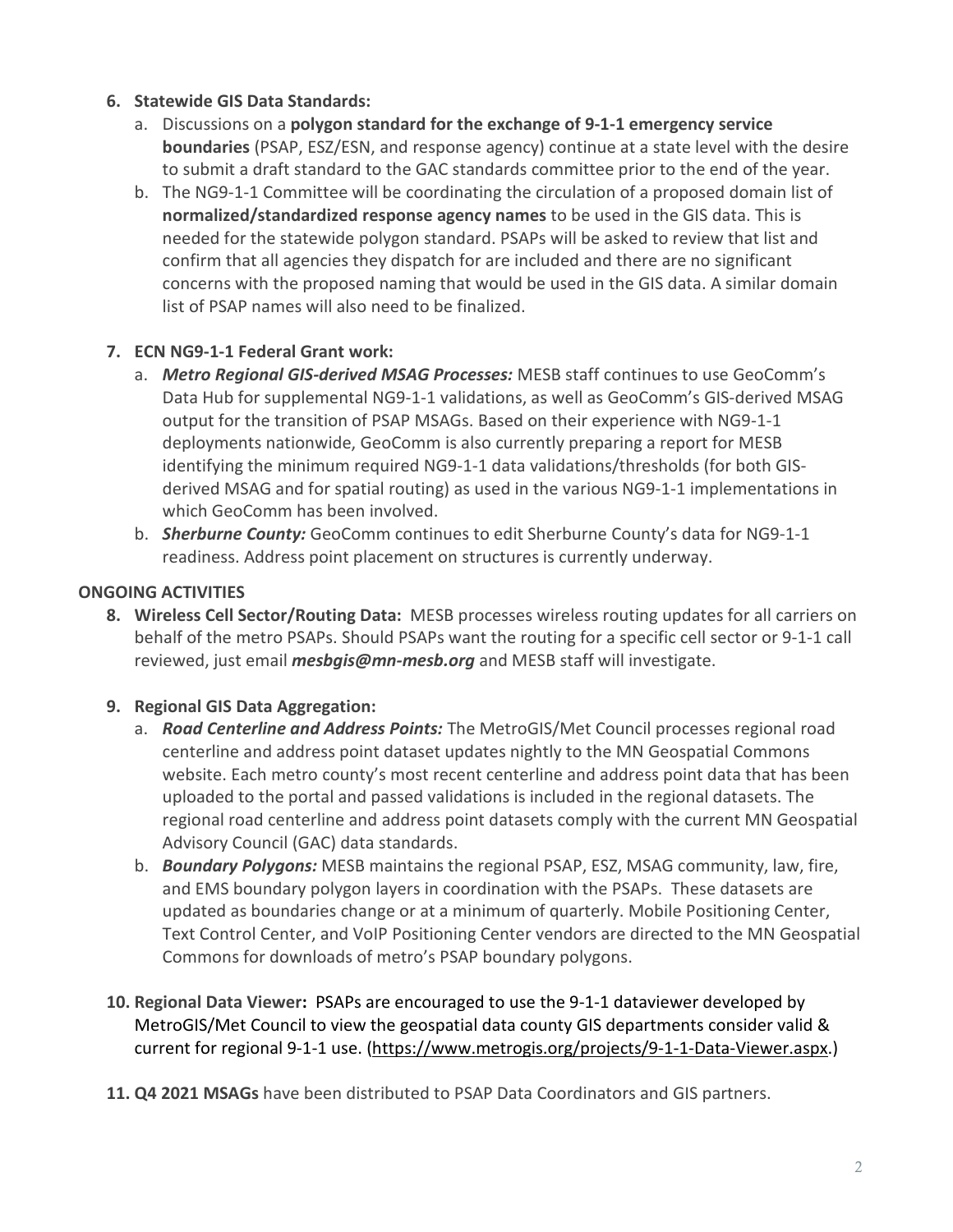6. **Statewide GIS Data Standards:**
   a. Discussions on a **polygon standard for the exchange of 9-1-1 emergency service boundaries** (PSAP, ESZ/ESN, and response agency) continue at a state level with the desire to submit a draft standard to the GAC standards committee prior to the end of the year.
   b. The NG9-1-1 Committee will be coordinating the circulation of a proposed domain list of **normalized/standardized response agency names** to be used in the GIS data. This is needed for the statewide polygon standard. PSAPs will be asked to review that list and confirm that all agencies they dispatch for are included and there are no significant concerns with the proposed naming that would be used in the GIS data. A similar domain list of PSAP names will also need to be finalized.

7. **ECN NG9-1-1 Federal Grant work:**
   a. ***Metro Regional GIS-derived MSAG Processes:*** MESB staff continues to use GeoComm's Data Hub for supplemental NG9-1-1 validations, as well as GeoComm's GIS-derived MSAG output for the transition of PSAP MSAGs. Based on their experience with NG9-1-1 deployments nationwide, GeoComm is also currently preparing a report for MESB identifying the minimum required NG9-1-1 data validations/thresholds (for both GIS-derived MSAG and for spatial routing) as used in the various NG9-1-1 implementations in which GeoComm has been involved.
   b. ***Sherburne County:*** GeoComm continues to edit Sherburne County's data for NG9-1-1 readiness. Address point placement on structures is currently underway.

**ONGOING ACTIVITIES**

8. **Wireless Cell Sector/Routing Data:** MESB processes wireless routing updates for all carriers on behalf of the metro PSAPs. Should PSAPs want the routing for a specific cell sector or 9-1-1 call reviewed, just email ***mesbgis@mn-mesb.org*** and MESB staff will investigate.

9. **Regional GIS Data Aggregation:**
   a. ***Road Centerline and Address Points:*** The MetroGIS/Met Council processes regional road centerline and address point dataset updates nightly to the MN Geospatial Commons website. Each metro county's most recent centerline and address point data that has been uploaded to the portal and passed validations is included in the regional datasets. The regional road centerline and address point datasets comply with the current MN Geospatial Advisory Council (GAC) data standards.
   b. ***Boundary Polygons:*** MESB maintains the regional PSAP, ESZ, MSAG community, law, fire, and EMS boundary polygon layers in coordination with the PSAPs. These datasets are updated as boundaries change or at a minimum of quarterly. Mobile Positioning Center, Text Control Center, and VoIP Positioning Center vendors are directed to the MN Geospatial Commons for downloads of metro's PSAP boundary polygons.

10. **Regional Data Viewer:** PSAPs are encouraged to use the 9-1-1 dataviewer developed by MetroGIS/Met Council to view the geospatial data county GIS departments consider valid & current for regional 9-1-1 use. (https://www.metrogis.org/projects/9-1-1-Data-Viewer.aspx.)

11. **Q4 2021 MSAGs** have been distributed to PSAP Data Coordinators and GIS partners.